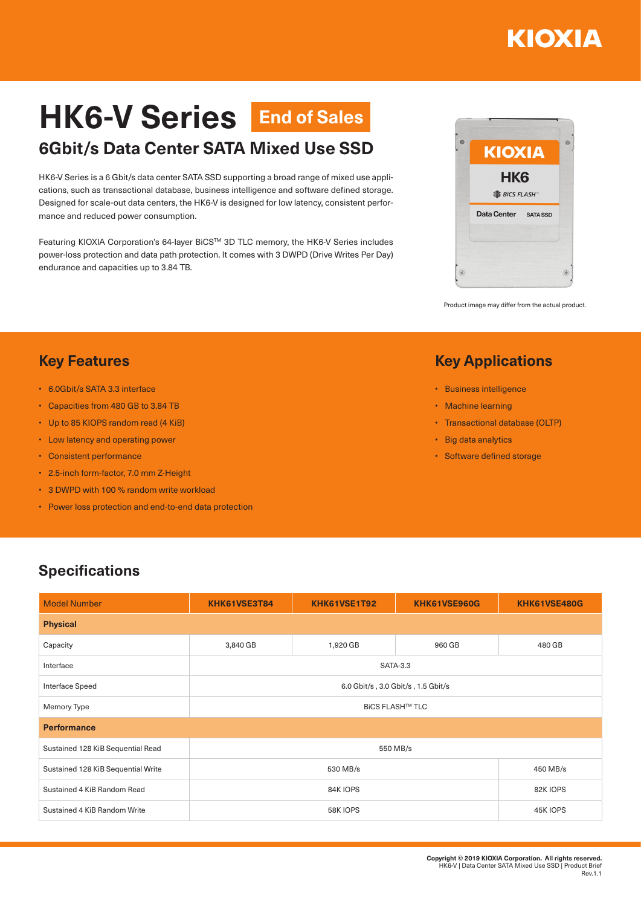# HK6-V Series End of Sales

## 6Gbit/s Data Center SATA Mixed Use SSD

HK6-V Series is a 6 Gbit/s data center SATA SSD supporting a broad range of mixed use applications, such as transactional database, business intelligence and software defined storage. Designed for scale-out data centers, the HK6-V is designed for low latency, consistent performance and reduced power consumption.

Featuring KIOXIA Corporation's 64-layer BiCS™ 3D TLC memory, the HK6-V Series includes power-loss protection and data path protection. It comes with 3 DWPD (Drive Writes Per Day) endurance and capacities up to 3.84 TB.

Product image may differ from the actual product.

## Key Features

- 6.0Gbit/s SATA 3.3 interface
- Capacities from 480 GB to 3.84 TB
- Up to 85 KIOPS random read (4 KiB)
- Low latency and operating power
- Consistent performance
- 2.5-inch form-factor, 7.0 mm Z-Height
- 3 DWPD with 100 % random write workload
- Power loss protection and end-to-end data protection

## Key Applications

- Business intelligence
- Machine learning
- Transactional database (OLTP)
- Big data analytics
- Software defined storage

## Specifications

| Model Number | KHK61VSE3T84 | KHK61VSE1T92 | KHK61VSE960G | KHK61VSE480G |
|---|---|---|---|---|
| **Physical** | | | | |
| Capacity | 3,840 GB | 1,920 GB | 960 GB | 480 GB |
| Interface | SATA-3.3 | | | |
| Interface Speed | 6.0 Gbit/s , 3.0 Gbit/s , 1.5 Gbit/s | | | |
| Memory Type | BiCS FLASH™ TLC | | | |
| **Performance** | | | | |
| Sustained 128 KiB Sequential Read | 550 MB/s | | | |
| Sustained 128 KiB Sequential Write | 530 MB/s | | | 450 MB/s |
| Sustained 4 KiB Random Read | 84K IOPS | | | 82K IOPS |
| Sustained 4 KiB Random Write | 58K IOPS | | | 45K IOPS |

**Copyright © 2019 KIOXIA Corporation. All rights reserved.**
HK6-V | Data Center SATA Mixed Use SSD | Product Brief
Rev.1.1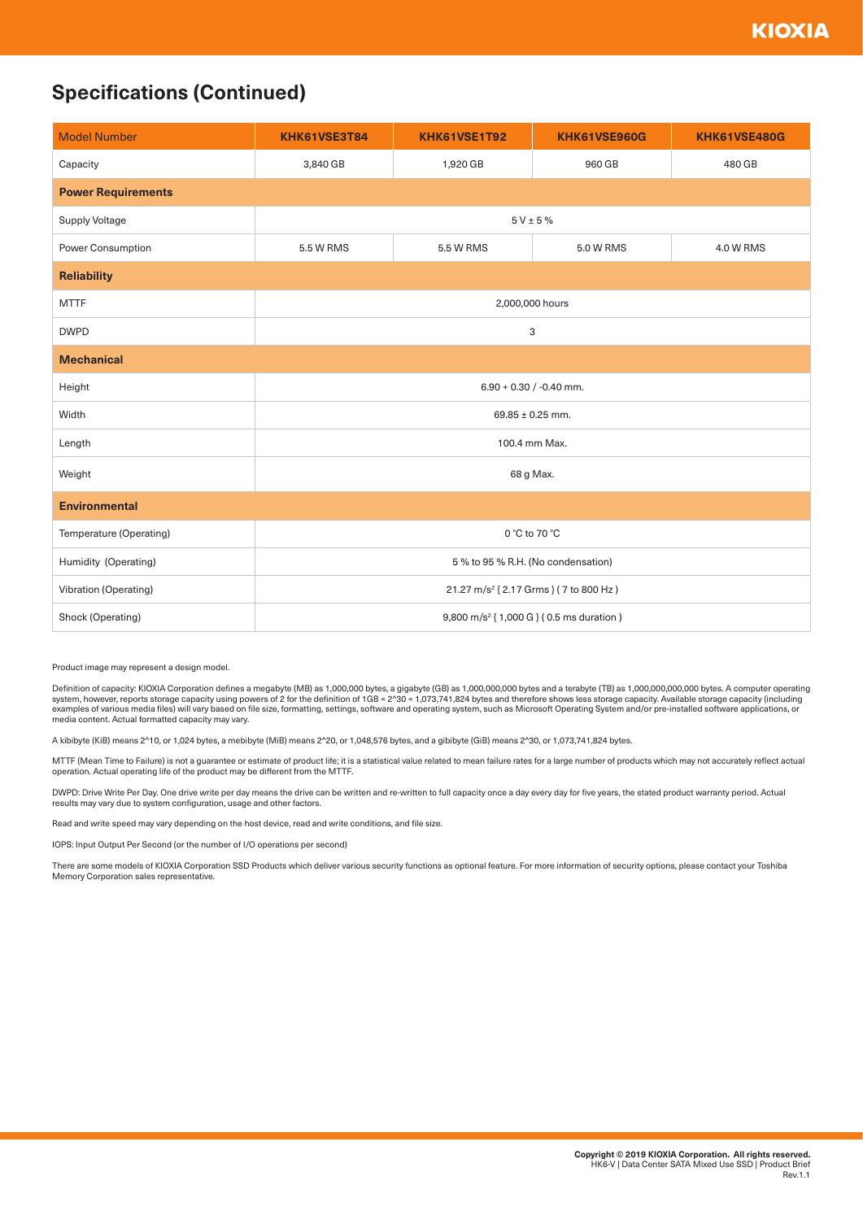## Specifications (Continued)

| Model Number | KHK61VSE3T84 | KHK61VSE1T92 | KHK61VSE960G | KHK61VSE480G |
|---|---|---|---|---|
| Capacity | 3,840 GB | 1,920 GB | 960 GB | 480 GB |
| **Power Requirements** | | | | |
| Supply Voltage | 5 V ± 5 % | | | |
| Power Consumption | 5.5 W RMS | 5.5 W RMS | 5.0 W RMS | 4.0 W RMS |
| **Reliability** | | | | |
| MTTF | 2,000,000 hours | | | |
| DWPD | 3 | | | |
| **Mechanical** | | | | |
| Height | 6.90 + 0.30 / -0.40 mm. | | | |
| Width | 69.85 ± 0.25 mm. | | | |
| Length | 100.4 mm Max. | | | |
| Weight | 68 g Max. | | | |
| **Environmental** | | | | |
| Temperature (Operating) | 0 °C to 70 °C | | | |
| Humidity (Operating) | 5 % to 95 % R.H. (No condensation) | | | |
| Vibration (Operating) | 21.27 $m/s^2$ { 2.17 Grms } ( 7 to 800 Hz ) | | | |
| Shock (Operating) | 9,800 $m/s^2$ { 1,000 G } ( 0.5 ms duration ) | | | |

Product image may represent a design model.

Definition of capacity: KIOXIA Corporation defines a megabyte (MB) as 1,000,000 bytes, a gigabyte (GB) as 1,000,000,000 bytes and a terabyte (TB) as 1,000,000,000,000 bytes. A computer operating system, however, reports storage capacity using powers of 2 for the definition of 1GB = 2^30 = 1,073,741,824 bytes and therefore shows less storage capacity. Available storage capacity (including examples of various media files) will vary based on file size, formatting, settings, software and operating system, such as Microsoft Operating System and/or pre-installed software applications, or media content. Actual formatted capacity may vary.

A kibibyte (KiB) means 2^10, or 1,024 bytes, a mebibyte (MiB) means 2^20, or 1,048,576 bytes, and a gibibyte (GiB) means 2^30, or 1,073,741,824 bytes.

MTTF (Mean Time to Failure) is not a guarantee or estimate of product life; it is a statistical value related to mean failure rates for a large number of products which may not accurately reflect actual operation. Actual operating life of the product may be different from the MTTF.

DWPD: Drive Write Per Day. One drive write per day means the drive can be written and re-written to full capacity once a day every day for five years, the stated product warranty period. Actual results may vary due to system configuration, usage and other factors.

Read and write speed may vary depending on the host device, read and write conditions, and file size.

IOPS: Input Output Per Second (or the number of I/O operations per second)

There are some models of KIOXIA Corporation SSD Products which deliver various security functions as optional feature. For more information of security options, please contact your Toshiba Memory Corporation sales representative.

**Copyright © 2019 KIOXIA Corporation. All rights reserved.**
HK6-V | Data Center SATA Mixed Use SSD | Product Brief
Rev.1.1